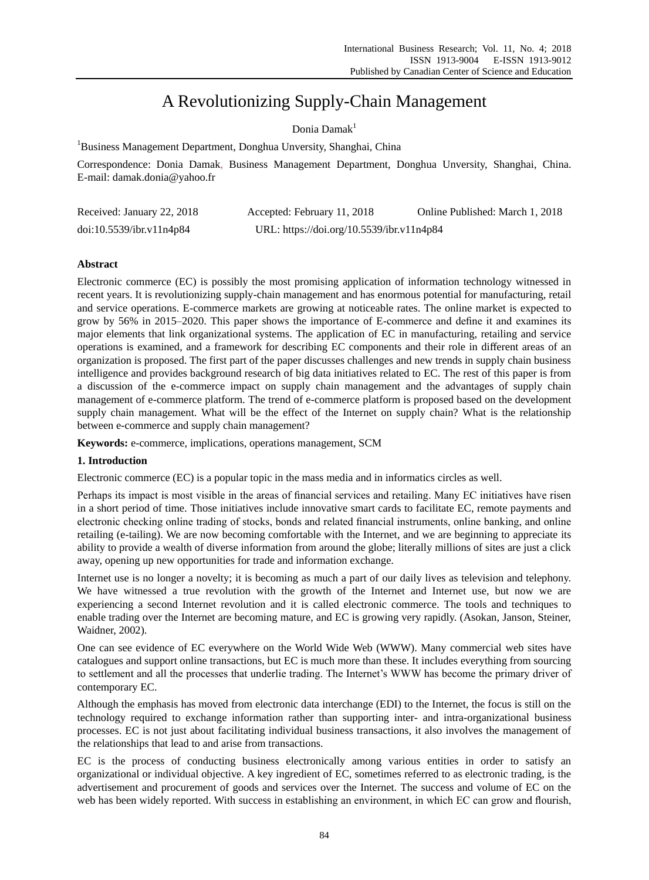# A Revolutionizing Supply-Chain Management

Donia Damak[1]

[1]Business Management Department, Donghua Unversity, Shanghai, China

Correspondence: Donia Damak, Business Management Department, Donghua Unversity, Shanghai, China. E-mail: damak.donia@yahoo.fr

Received: January 22, 2018 Accepted: February 11, 2018 Online Published: March 1, 2018

doi:10.5539/ibr.v11n4p84 URL: https://doi.org/10.5539/ibr.v11n4p84

## Abstract

Electronic commerce (EC) is possibly the most promising application of information technology witnessed in recent years. It is revolutionizing supply-chain management and has enormous potential for manufacturing, retail and service operations. E-commerce markets are growing at noticeable rates. The online market is expected to grow by 56% in 2015–2020. This paper shows the importance of E-commerce and define it and examines its major elements that link organizational systems. The application of EC in manufacturing, retailing and service operations is examined, and a framework for describing EC components and their role in different areas of an organization is proposed. The first part of the paper discusses challenges and new trends in supply chain business intelligence and provides background research of big data initiatives related to EC. The rest of this paper is from a discussion of the e-commerce impact on supply chain management and the advantages of supply chain management of e-commerce platform. The trend of e-commerce platform is proposed based on the development supply chain management. What will be the effect of the Internet on supply chain? What is the relationship between e-commerce and supply chain management?

**Keywords:** e-commerce, implications, operations management, SCM

## 1. Introduction

Electronic commerce (EC) is a popular topic in the mass media and in informatics circles as well.

Perhaps its impact is most visible in the areas of financial services and retailing. Many EC initiatives have risen in a short period of time. Those initiatives include innovative smart cards to facilitate EC, remote payments and electronic checking online trading of stocks, bonds and related financial instruments, online banking, and online retailing (e-tailing). We are now becoming comfortable with the Internet, and we are beginning to appreciate its ability to provide a wealth of diverse information from around the globe; literally millions of sites are just a click away, opening up new opportunities for trade and information exchange.

Internet use is no longer a novelty; it is becoming as much a part of our daily lives as television and telephony. We have witnessed a true revolution with the growth of the Internet and Internet use, but now we are experiencing a second Internet revolution and it is called electronic commerce. The tools and techniques to enable trading over the Internet are becoming mature, and EC is growing very rapidly. (Asokan, Janson, Steiner, Waidner, 2002).

One can see evidence of EC everywhere on the World Wide Web (WWW). Many commercial web sites have catalogues and support online transactions, but EC is much more than these. It includes everything from sourcing to settlement and all the processes that underlie trading. The Internet's WWW has become the primary driver of contemporary EC.

Although the emphasis has moved from electronic data interchange (EDI) to the Internet, the focus is still on the technology required to exchange information rather than supporting inter- and intra-organizational business processes. EC is not just about facilitating individual business transactions, it also involves the management of the relationships that lead to and arise from transactions.

EC is the process of conducting business electronically among various entities in order to satisfy an organizational or individual objective. A key ingredient of EC, sometimes referred to as electronic trading, is the advertisement and procurement of goods and services over the Internet. The success and volume of EC on the web has been widely reported. With success in establishing an environment, in which EC can grow and flourish,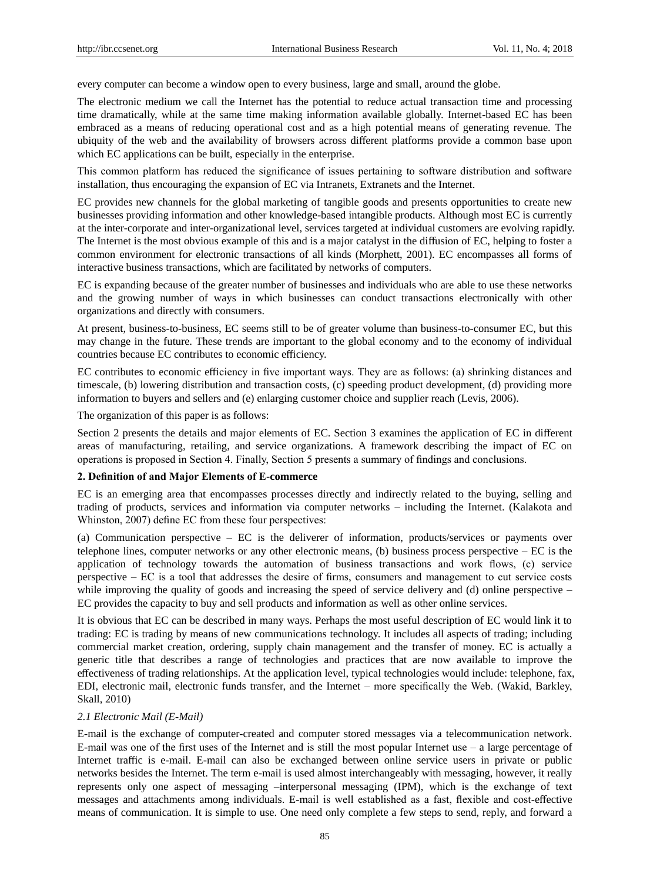every computer can become a window open to every business, large and small, around the globe.

The electronic medium we call the Internet has the potential to reduce actual transaction time and processing time dramatically, while at the same time making information available globally. Internet-based EC has been embraced as a means of reducing operational cost and as a high potential means of generating revenue. The ubiquity of the web and the availability of browsers across different platforms provide a common base upon which EC applications can be built, especially in the enterprise.

This common platform has reduced the significance of issues pertaining to software distribution and software installation, thus encouraging the expansion of EC via Intranets, Extranets and the Internet.

EC provides new channels for the global marketing of tangible goods and presents opportunities to create new businesses providing information and other knowledge-based intangible products. Although most EC is currently at the inter-corporate and inter-organizational level, services targeted at individual customers are evolving rapidly. The Internet is the most obvious example of this and is a major catalyst in the diffusion of EC, helping to foster a common environment for electronic transactions of all kinds (Morphett, 2001). EC encompasses all forms of interactive business transactions, which are facilitated by networks of computers.

EC is expanding because of the greater number of businesses and individuals who are able to use these networks and the growing number of ways in which businesses can conduct transactions electronically with other organizations and directly with consumers.

At present, business-to-business, EC seems still to be of greater volume than business-to-consumer EC, but this may change in the future. These trends are important to the global economy and to the economy of individual countries because EC contributes to economic efficiency.

EC contributes to economic efficiency in five important ways. They are as follows: (a) shrinking distances and timescale, (b) lowering distribution and transaction costs, (c) speeding product development, (d) providing more information to buyers and sellers and (e) enlarging customer choice and supplier reach (Levis, 2006).

The organization of this paper is as follows:

Section 2 presents the details and major elements of EC. Section 3 examines the application of EC in different areas of manufacturing, retailing, and service organizations. A framework describing the impact of EC on operations is proposed in Section 4. Finally, Section 5 presents a summary of findings and conclusions.

## 2. Definition of and Major Elements of E-commerce

EC is an emerging area that encompasses processes directly and indirectly related to the buying, selling and trading of products, services and information via computer networks – including the Internet. (Kalakota and Whinston, 2007) define EC from these four perspectives:

(a) Communication perspective – EC is the deliverer of information, products/services or payments over telephone lines, computer networks or any other electronic means, (b) business process perspective – EC is the application of technology towards the automation of business transactions and work flows, (c) service perspective – EC is a tool that addresses the desire of firms, consumers and management to cut service costs while improving the quality of goods and increasing the speed of service delivery and (d) online perspective – EC provides the capacity to buy and sell products and information as well as other online services.

It is obvious that EC can be described in many ways. Perhaps the most useful description of EC would link it to trading: EC is trading by means of new communications technology. It includes all aspects of trading; including commercial market creation, ordering, supply chain management and the transfer of money. EC is actually a generic title that describes a range of technologies and practices that are now available to improve the effectiveness of trading relationships. At the application level, typical technologies would include: telephone, fax, EDI, electronic mail, electronic funds transfer, and the Internet – more specifically the Web. (Wakid, Barkley, Skall, 2010)

### *2.1 Electronic Mail (E-Mail)*

E-mail is the exchange of computer-created and computer stored messages via a telecommunication network. E-mail was one of the first uses of the Internet and is still the most popular Internet use – a large percentage of Internet traffic is e-mail. E-mail can also be exchanged between online service users in private or public networks besides the Internet. The term e-mail is used almost interchangeably with messaging, however, it really represents only one aspect of messaging –interpersonal messaging (IPM), which is the exchange of text messages and attachments among individuals. E-mail is well established as a fast, flexible and cost-effective means of communication. It is simple to use. One need only complete a few steps to send, reply, and forward a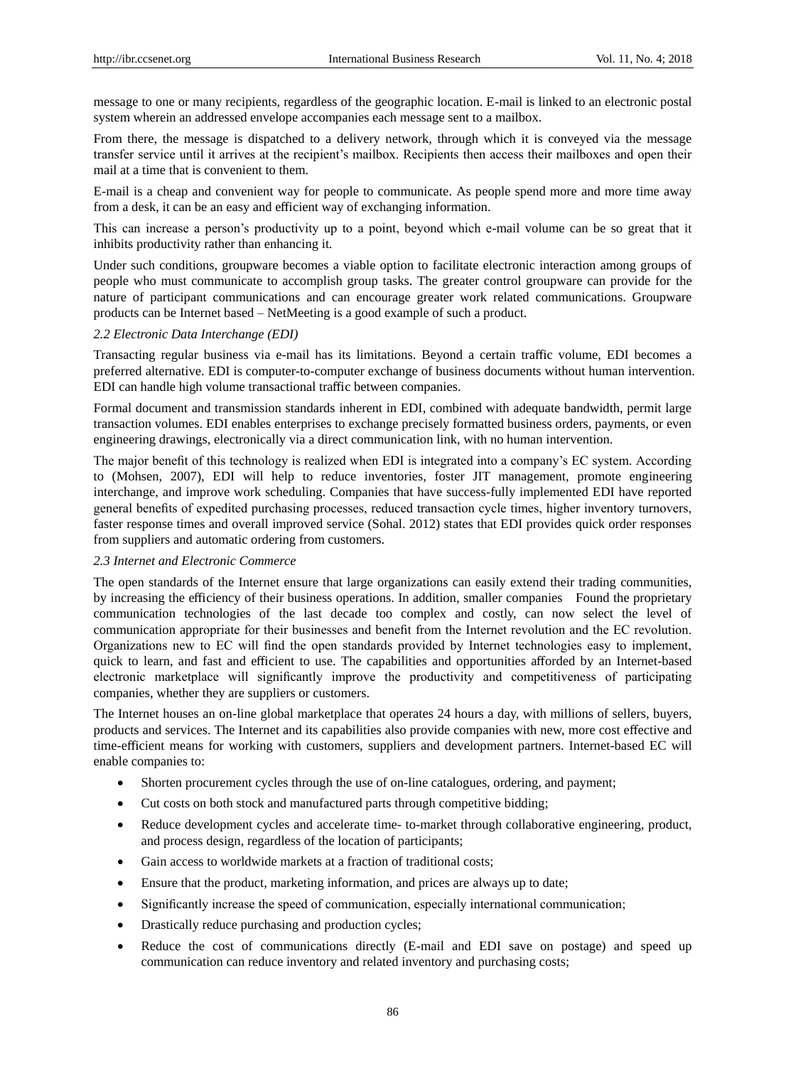message to one or many recipients, regardless of the geographic location. E-mail is linked to an electronic postal system wherein an addressed envelope accompanies each message sent to a mailbox.

From there, the message is dispatched to a delivery network, through which it is conveyed via the message transfer service until it arrives at the recipient's mailbox. Recipients then access their mailboxes and open their mail at a time that is convenient to them.

E-mail is a cheap and convenient way for people to communicate. As people spend more and more time away from a desk, it can be an easy and efficient way of exchanging information.

This can increase a person's productivity up to a point, beyond which e-mail volume can be so great that it inhibits productivity rather than enhancing it.

Under such conditions, groupware becomes a viable option to facilitate electronic interaction among groups of people who must communicate to accomplish group tasks. The greater control groupware can provide for the nature of participant communications and can encourage greater work related communications. Groupware products can be Internet based – NetMeeting is a good example of such a product.

### *2.2 Electronic Data Interchange (EDI)*

Transacting regular business via e-mail has its limitations. Beyond a certain traffic volume, EDI becomes a preferred alternative. EDI is computer-to-computer exchange of business documents without human intervention. EDI can handle high volume transactional traffic between companies.

Formal document and transmission standards inherent in EDI, combined with adequate bandwidth, permit large transaction volumes. EDI enables enterprises to exchange precisely formatted business orders, payments, or even engineering drawings, electronically via a direct communication link, with no human intervention.

The major benefit of this technology is realized when EDI is integrated into a company's EC system. According to (Mohsen, 2007), EDI will help to reduce inventories, foster JIT management, promote engineering interchange, and improve work scheduling. Companies that have success-fully implemented EDI have reported general benefits of expedited purchasing processes, reduced transaction cycle times, higher inventory turnovers, faster response times and overall improved service (Sohal. 2012) states that EDI provides quick order responses from suppliers and automatic ordering from customers.

### *2.3 Internet and Electronic Commerce*

The open standards of the Internet ensure that large organizations can easily extend their trading communities, by increasing the efficiency of their business operations. In addition, smaller companies Found the proprietary communication technologies of the last decade too complex and costly, can now select the level of communication appropriate for their businesses and benefit from the Internet revolution and the EC revolution. Organizations new to EC will find the open standards provided by Internet technologies easy to implement, quick to learn, and fast and efficient to use. The capabilities and opportunities afforded by an Internet-based electronic marketplace will significantly improve the productivity and competitiveness of participating companies, whether they are suppliers or customers.

The Internet houses an on-line global marketplace that operates 24 hours a day, with millions of sellers, buyers, products and services. The Internet and its capabilities also provide companies with new, more cost effective and time-efficient means for working with customers, suppliers and development partners. Internet-based EC will enable companies to:

- Shorten procurement cycles through the use of on-line catalogues, ordering, and payment;
- Cut costs on both stock and manufactured parts through competitive bidding;
- Reduce development cycles and accelerate time- to-market through collaborative engineering, product, and process design, regardless of the location of participants;
- Gain access to worldwide markets at a fraction of traditional costs;
- Ensure that the product, marketing information, and prices are always up to date;
- Significantly increase the speed of communication, especially international communication;
- Drastically reduce purchasing and production cycles;
- Reduce the cost of communications directly (E-mail and EDI save on postage) and speed up communication can reduce inventory and related inventory and purchasing costs;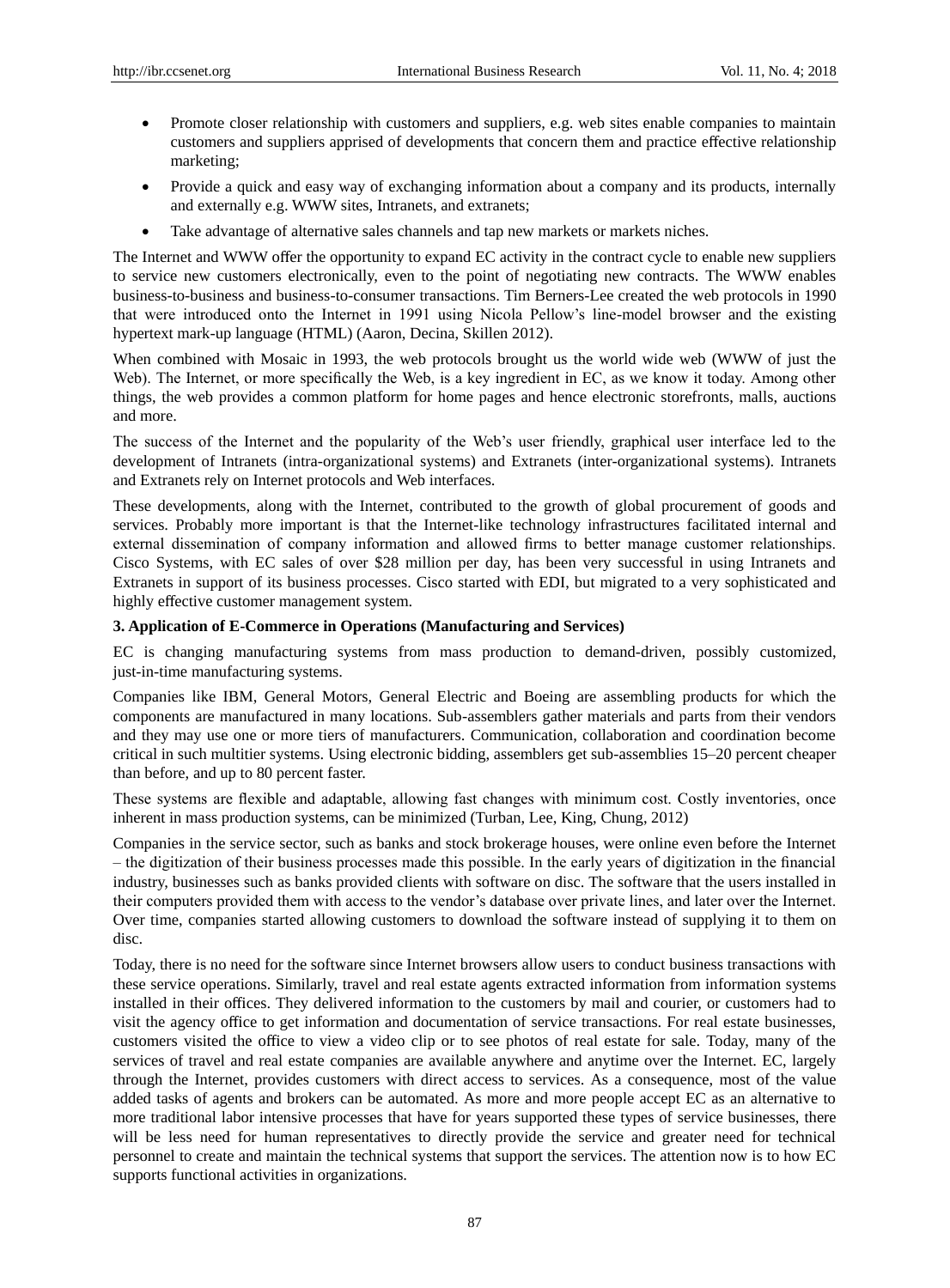- Promote closer relationship with customers and suppliers, e.g. web sites enable companies to maintain customers and suppliers apprised of developments that concern them and practice effective relationship marketing;
- Provide a quick and easy way of exchanging information about a company and its products, internally and externally e.g. WWW sites, Intranets, and extranets;
- Take advantage of alternative sales channels and tap new markets or markets niches.

The Internet and WWW offer the opportunity to expand EC activity in the contract cycle to enable new suppliers to service new customers electronically, even to the point of negotiating new contracts. The WWW enables business-to-business and business-to-consumer transactions. Tim Berners-Lee created the web protocols in 1990 that were introduced onto the Internet in 1991 using Nicola Pellow's line-model browser and the existing hypertext mark-up language (HTML) (Aaron, Decina, Skillen 2012).

When combined with Mosaic in 1993, the web protocols brought us the world wide web (WWW of just the Web). The Internet, or more specifically the Web, is a key ingredient in EC, as we know it today. Among other things, the web provides a common platform for home pages and hence electronic storefronts, malls, auctions and more.

The success of the Internet and the popularity of the Web's user friendly, graphical user interface led to the development of Intranets (intra-organizational systems) and Extranets (inter-organizational systems). Intranets and Extranets rely on Internet protocols and Web interfaces.

These developments, along with the Internet, contributed to the growth of global procurement of goods and services. Probably more important is that the Internet-like technology infrastructures facilitated internal and external dissemination of company information and allowed firms to better manage customer relationships. Cisco Systems, with EC sales of over $28 million per day, has been very successful in using Intranets and Extranets in support of its business processes. Cisco started with EDI, but migrated to a very sophisticated and highly effective customer management system.

**3. Application of E-Commerce in Operations (Manufacturing and Services)**

EC is changing manufacturing systems from mass production to demand-driven, possibly customized, just-in-time manufacturing systems.

Companies like IBM, General Motors, General Electric and Boeing are assembling products for which the components are manufactured in many locations. Sub-assemblers gather materials and parts from their vendors and they may use one or more tiers of manufacturers. Communication, collaboration and coordination become critical in such multitier systems. Using electronic bidding, assemblers get sub-assemblies 15–20 percent cheaper than before, and up to 80 percent faster.

These systems are flexible and adaptable, allowing fast changes with minimum cost. Costly inventories, once inherent in mass production systems, can be minimized (Turban, Lee, King, Chung, 2012)

Companies in the service sector, such as banks and stock brokerage houses, were online even before the Internet – the digitization of their business processes made this possible. In the early years of digitization in the financial industry, businesses such as banks provided clients with software on disc. The software that the users installed in their computers provided them with access to the vendor's database over private lines, and later over the Internet. Over time, companies started allowing customers to download the software instead of supplying it to them on disc.

Today, there is no need for the software since Internet browsers allow users to conduct business transactions with these service operations. Similarly, travel and real estate agents extracted information from information systems installed in their offices. They delivered information to the customers by mail and courier, or customers had to visit the agency office to get information and documentation of service transactions. For real estate businesses, customers visited the office to view a video clip or to see photos of real estate for sale. Today, many of the services of travel and real estate companies are available anywhere and anytime over the Internet. EC, largely through the Internet, provides customers with direct access to services. As a consequence, most of the value added tasks of agents and brokers can be automated. As more and more people accept EC as an alternative to more traditional labor intensive processes that have for years supported these types of service businesses, there will be less need for human representatives to directly provide the service and greater need for technical personnel to create and maintain the technical systems that support the services. The attention now is to how EC supports functional activities in organizations.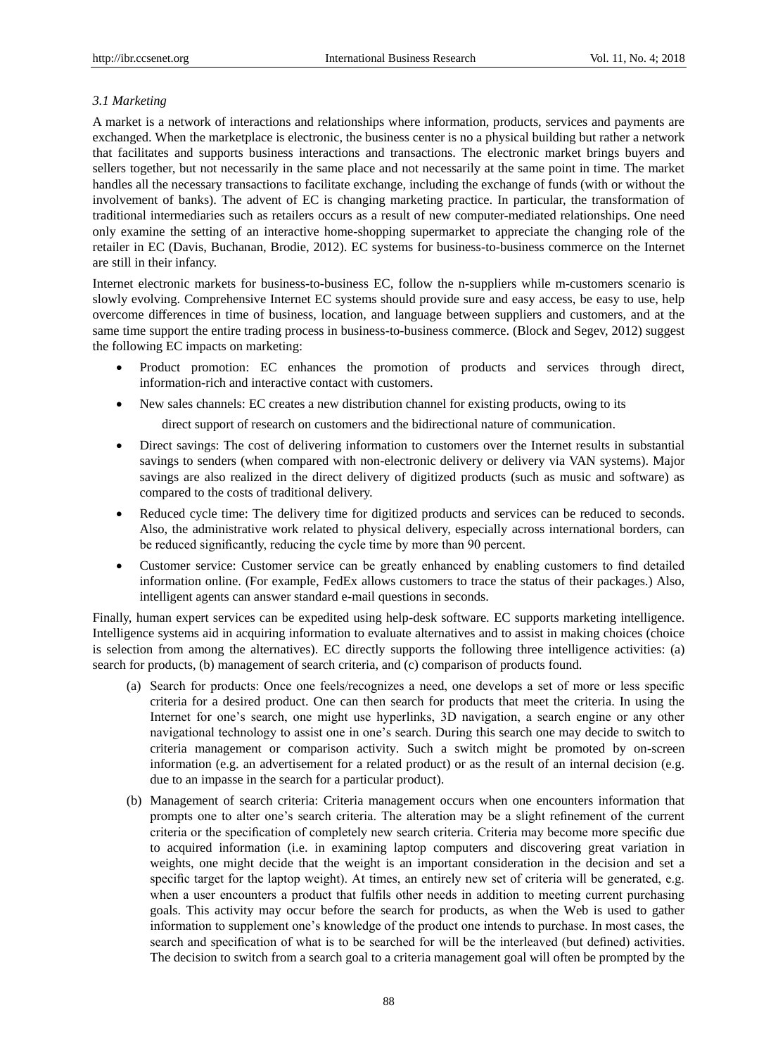### *3.1 Marketing*

A market is a network of interactions and relationships where information, products, services and payments are exchanged. When the marketplace is electronic, the business center is no a physical building but rather a network that facilitates and supports business interactions and transactions. The electronic market brings buyers and sellers together, but not necessarily in the same place and not necessarily at the same point in time. The market handles all the necessary transactions to facilitate exchange, including the exchange of funds (with or without the involvement of banks). The advent of EC is changing marketing practice. In particular, the transformation of traditional intermediaries such as retailers occurs as a result of new computer-mediated relationships. One need only examine the setting of an interactive home-shopping supermarket to appreciate the changing role of the retailer in EC (Davis, Buchanan, Brodie, 2012). EC systems for business-to-business commerce on the Internet are still in their infancy.

Internet electronic markets for business-to-business EC, follow the n-suppliers while m-customers scenario is slowly evolving. Comprehensive Internet EC systems should provide sure and easy access, be easy to use, help overcome differences in time of business, location, and language between suppliers and customers, and at the same time support the entire trading process in business-to-business commerce. (Block and Segev, 2012) suggest the following EC impacts on marketing:

- Product promotion: EC enhances the promotion of products and services through direct, information-rich and interactive contact with customers.
- New sales channels: EC creates a new distribution channel for existing products, owing to its direct support of research on customers and the bidirectional nature of communication.
- Direct savings: The cost of delivering information to customers over the Internet results in substantial savings to senders (when compared with non-electronic delivery or delivery via VAN systems). Major savings are also realized in the direct delivery of digitized products (such as music and software) as compared to the costs of traditional delivery.
- Reduced cycle time: The delivery time for digitized products and services can be reduced to seconds. Also, the administrative work related to physical delivery, especially across international borders, can be reduced significantly, reducing the cycle time by more than 90 percent.
- Customer service: Customer service can be greatly enhanced by enabling customers to find detailed information online. (For example, FedEx allows customers to trace the status of their packages.) Also, intelligent agents can answer standard e-mail questions in seconds.

Finally, human expert services can be expedited using help-desk software. EC supports marketing intelligence. Intelligence systems aid in acquiring information to evaluate alternatives and to assist in making choices (choice is selection from among the alternatives). EC directly supports the following three intelligence activities: (a) search for products, (b) management of search criteria, and (c) comparison of products found.

(a) Search for products: Once one feels/recognizes a need, one develops a set of more or less specific criteria for a desired product. One can then search for products that meet the criteria. In using the Internet for one's search, one might use hyperlinks, 3D navigation, a search engine or any other navigational technology to assist one in one's search. During this search one may decide to switch to criteria management or comparison activity. Such a switch might be promoted by on-screen information (e.g. an advertisement for a related product) or as the result of an internal decision (e.g. due to an impasse in the search for a particular product).

(b) Management of search criteria: Criteria management occurs when one encounters information that prompts one to alter one's search criteria. The alteration may be a slight refinement of the current criteria or the specification of completely new search criteria. Criteria may become more specific due to acquired information (i.e. in examining laptop computers and discovering great variation in weights, one might decide that the weight is an important consideration in the decision and set a specific target for the laptop weight). At times, an entirely new set of criteria will be generated, e.g. when a user encounters a product that fulfils other needs in addition to meeting current purchasing goals. This activity may occur before the search for products, as when the Web is used to gather information to supplement one's knowledge of the product one intends to purchase. In most cases, the search and specification of what is to be searched for will be the interleaved (but defined) activities. The decision to switch from a search goal to a criteria management goal will often be prompted by the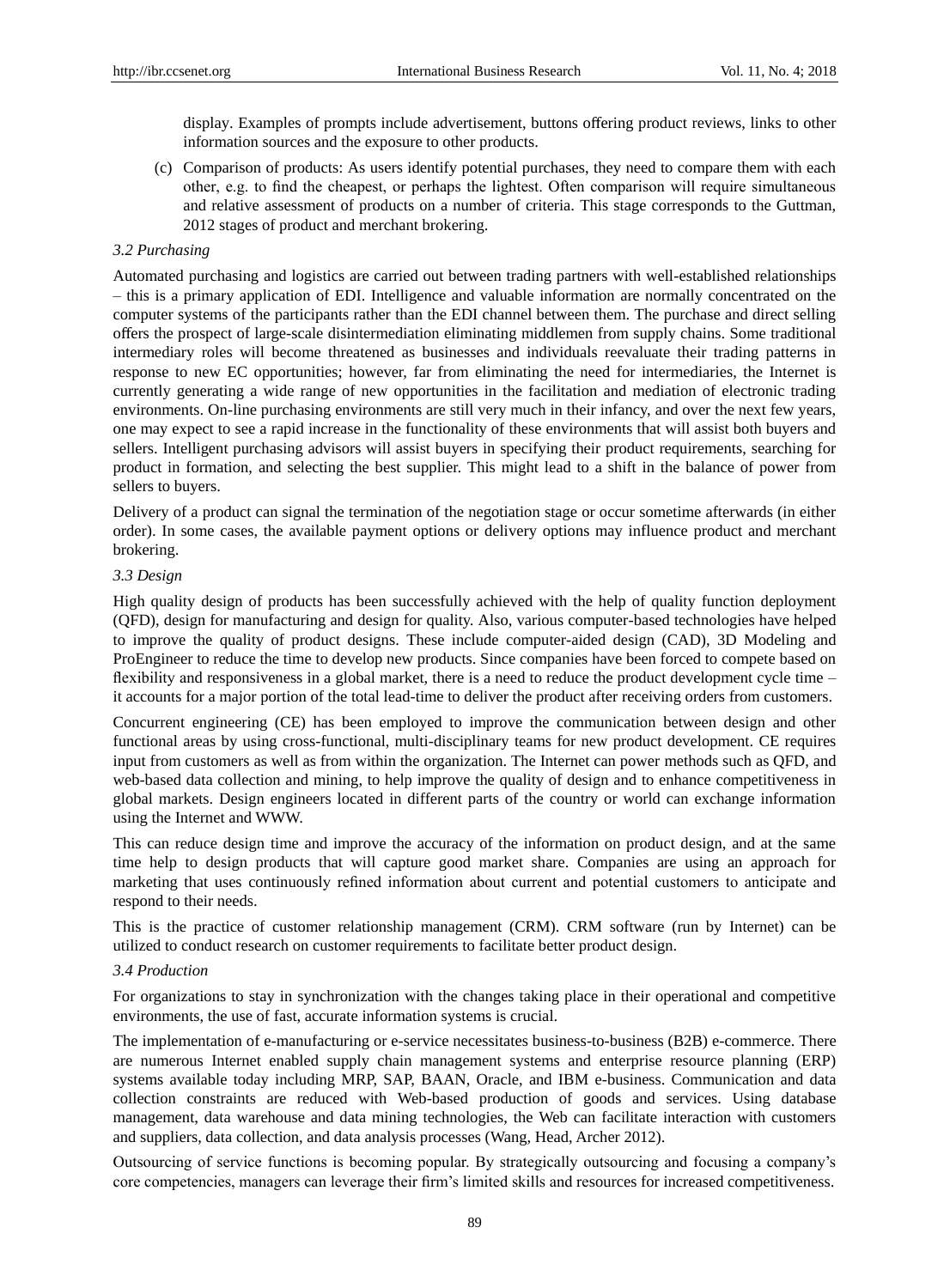display. Examples of prompts include advertisement, buttons offering product reviews, links to other information sources and the exposure to other products.

(c) Comparison of products: As users identify potential purchases, they need to compare them with each other, e.g. to find the cheapest, or perhaps the lightest. Often comparison will require simultaneous and relative assessment of products on a number of criteria. This stage corresponds to the Guttman, 2012 stages of product and merchant brokering.

### 3.2 Purchasing

Automated purchasing and logistics are carried out between trading partners with well-established relationships – this is a primary application of EDI. Intelligence and valuable information are normally concentrated on the computer systems of the participants rather than the EDI channel between them. The purchase and direct selling offers the prospect of large-scale disintermediation eliminating middlemen from supply chains. Some traditional intermediary roles will become threatened as businesses and individuals reevaluate their trading patterns in response to new EC opportunities; however, far from eliminating the need for intermediaries, the Internet is currently generating a wide range of new opportunities in the facilitation and mediation of electronic trading environments. On-line purchasing environments are still very much in their infancy, and over the next few years, one may expect to see a rapid increase in the functionality of these environments that will assist both buyers and sellers. Intelligent purchasing advisors will assist buyers in specifying their product requirements, searching for product in formation, and selecting the best supplier. This might lead to a shift in the balance of power from sellers to buyers.

Delivery of a product can signal the termination of the negotiation stage or occur sometime afterwards (in either order). In some cases, the available payment options or delivery options may influence product and merchant brokering.

### 3.3 Design

High quality design of products has been successfully achieved with the help of quality function deployment (QFD), design for manufacturing and design for quality. Also, various computer-based technologies have helped to improve the quality of product designs. These include computer-aided design (CAD), 3D Modeling and ProEngineer to reduce the time to develop new products. Since companies have been forced to compete based on flexibility and responsiveness in a global market, there is a need to reduce the product development cycle time – it accounts for a major portion of the total lead-time to deliver the product after receiving orders from customers.

Concurrent engineering (CE) has been employed to improve the communication between design and other functional areas by using cross-functional, multi-disciplinary teams for new product development. CE requires input from customers as well as from within the organization. The Internet can power methods such as QFD, and web-based data collection and mining, to help improve the quality of design and to enhance competitiveness in global markets. Design engineers located in different parts of the country or world can exchange information using the Internet and WWW.

This can reduce design time and improve the accuracy of the information on product design, and at the same time help to design products that will capture good market share. Companies are using an approach for marketing that uses continuously refined information about current and potential customers to anticipate and respond to their needs.

This is the practice of customer relationship management (CRM). CRM software (run by Internet) can be utilized to conduct research on customer requirements to facilitate better product design.

### 3.4 Production

For organizations to stay in synchronization with the changes taking place in their operational and competitive environments, the use of fast, accurate information systems is crucial.

The implementation of e-manufacturing or e-service necessitates business-to-business (B2B) e-commerce. There are numerous Internet enabled supply chain management systems and enterprise resource planning (ERP) systems available today including MRP, SAP, BAAN, Oracle, and IBM e-business. Communication and data collection constraints are reduced with Web-based production of goods and services. Using database management, data warehouse and data mining technologies, the Web can facilitate interaction with customers and suppliers, data collection, and data analysis processes (Wang, Head, Archer 2012).

Outsourcing of service functions is becoming popular. By strategically outsourcing and focusing a company's core competencies, managers can leverage their firm's limited skills and resources for increased competitiveness.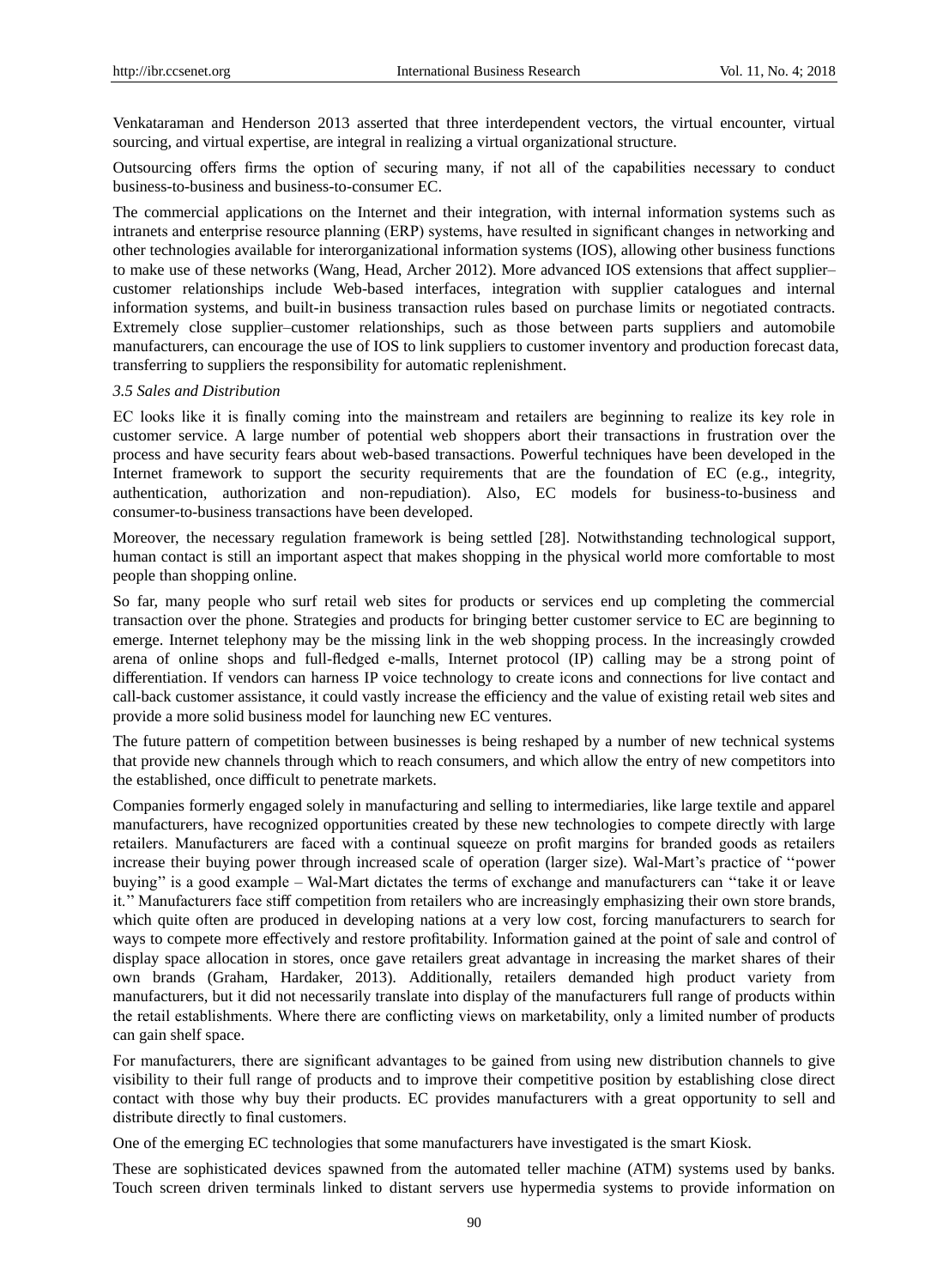Venkataraman and Henderson 2013 asserted that three interdependent vectors, the virtual encounter, virtual sourcing, and virtual expertise, are integral in realizing a virtual organizational structure.

Outsourcing offers firms the option of securing many, if not all of the capabilities necessary to conduct business-to-business and business-to-consumer EC.

The commercial applications on the Internet and their integration, with internal information systems such as intranets and enterprise resource planning (ERP) systems, have resulted in significant changes in networking and other technologies available for interorganizational information systems (IOS), allowing other business functions to make use of these networks (Wang, Head, Archer 2012). More advanced IOS extensions that affect supplier–customer relationships include Web-based interfaces, integration with supplier catalogues and internal information systems, and built-in business transaction rules based on purchase limits or negotiated contracts. Extremely close supplier–customer relationships, such as those between parts suppliers and automobile manufacturers, can encourage the use of IOS to link suppliers to customer inventory and production forecast data, transferring to suppliers the responsibility for automatic replenishment.

*3.5 Sales and Distribution*

EC looks like it is finally coming into the mainstream and retailers are beginning to realize its key role in customer service. A large number of potential web shoppers abort their transactions in frustration over the process and have security fears about web-based transactions. Powerful techniques have been developed in the Internet framework to support the security requirements that are the foundation of EC (e.g., integrity, authentication, authorization and non-repudiation). Also, EC models for business-to-business and consumer-to-business transactions have been developed.

Moreover, the necessary regulation framework is being settled [28]. Notwithstanding technological support, human contact is still an important aspect that makes shopping in the physical world more comfortable to most people than shopping online.

So far, many people who surf retail web sites for products or services end up completing the commercial transaction over the phone. Strategies and products for bringing better customer service to EC are beginning to emerge. Internet telephony may be the missing link in the web shopping process. In the increasingly crowded arena of online shops and full-fledged e-malls, Internet protocol (IP) calling may be a strong point of differentiation. If vendors can harness IP voice technology to create icons and connections for live contact and call-back customer assistance, it could vastly increase the efficiency and the value of existing retail web sites and provide a more solid business model for launching new EC ventures.

The future pattern of competition between businesses is being reshaped by a number of new technical systems that provide new channels through which to reach consumers, and which allow the entry of new competitors into the established, once difficult to penetrate markets.

Companies formerly engaged solely in manufacturing and selling to intermediaries, like large textile and apparel manufacturers, have recognized opportunities created by these new technologies to compete directly with large retailers. Manufacturers are faced with a continual squeeze on profit margins for branded goods as retailers increase their buying power through increased scale of operation (larger size). Wal-Mart's practice of ''power buying'' is a good example – Wal-Mart dictates the terms of exchange and manufacturers can ''take it or leave it.'' Manufacturers face stiff competition from retailers who are increasingly emphasizing their own store brands, which quite often are produced in developing nations at a very low cost, forcing manufacturers to search for ways to compete more effectively and restore profitability. Information gained at the point of sale and control of display space allocation in stores, once gave retailers great advantage in increasing the market shares of their own brands (Graham, Hardaker, 2013). Additionally, retailers demanded high product variety from manufacturers, but it did not necessarily translate into display of the manufacturers full range of products within the retail establishments. Where there are conflicting views on marketability, only a limited number of products can gain shelf space.

For manufacturers, there are significant advantages to be gained from using new distribution channels to give visibility to their full range of products and to improve their competitive position by establishing close direct contact with those why buy their products. EC provides manufacturers with a great opportunity to sell and distribute directly to final customers.

One of the emerging EC technologies that some manufacturers have investigated is the smart Kiosk.

These are sophisticated devices spawned from the automated teller machine (ATM) systems used by banks. Touch screen driven terminals linked to distant servers use hypermedia systems to provide information on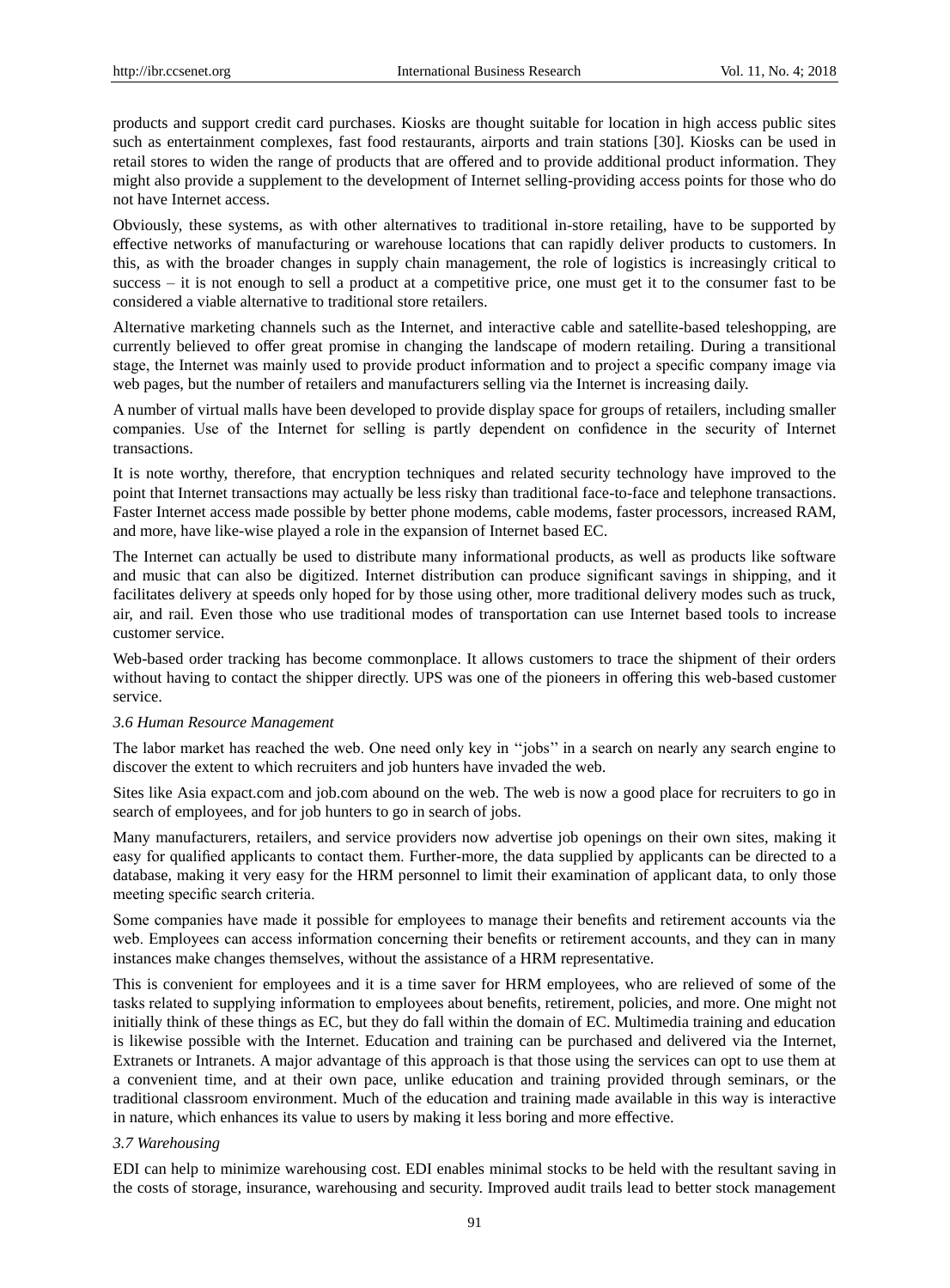products and support credit card purchases. Kiosks are thought suitable for location in high access public sites such as entertainment complexes, fast food restaurants, airports and train stations [30]. Kiosks can be used in retail stores to widen the range of products that are offered and to provide additional product information. They might also provide a supplement to the development of Internet selling-providing access points for those who do not have Internet access.

Obviously, these systems, as with other alternatives to traditional in-store retailing, have to be supported by effective networks of manufacturing or warehouse locations that can rapidly deliver products to customers. In this, as with the broader changes in supply chain management, the role of logistics is increasingly critical to success – it is not enough to sell a product at a competitive price, one must get it to the consumer fast to be considered a viable alternative to traditional store retailers.

Alternative marketing channels such as the Internet, and interactive cable and satellite-based teleshopping, are currently believed to offer great promise in changing the landscape of modern retailing. During a transitional stage, the Internet was mainly used to provide product information and to project a specific company image via web pages, but the number of retailers and manufacturers selling via the Internet is increasing daily.

A number of virtual malls have been developed to provide display space for groups of retailers, including smaller companies. Use of the Internet for selling is partly dependent on confidence in the security of Internet transactions.

It is note worthy, therefore, that encryption techniques and related security technology have improved to the point that Internet transactions may actually be less risky than traditional face-to-face and telephone transactions. Faster Internet access made possible by better phone modems, cable modems, faster processors, increased RAM, and more, have like-wise played a role in the expansion of Internet based EC.

The Internet can actually be used to distribute many informational products, as well as products like software and music that can also be digitized. Internet distribution can produce significant savings in shipping, and it facilitates delivery at speeds only hoped for by those using other, more traditional delivery modes such as truck, air, and rail. Even those who use traditional modes of transportation can use Internet based tools to increase customer service.

Web-based order tracking has become commonplace. It allows customers to trace the shipment of their orders without having to contact the shipper directly. UPS was one of the pioneers in offering this web-based customer service.

### *3.6 Human Resource Management*

The labor market has reached the web. One need only key in ''jobs'' in a search on nearly any search engine to discover the extent to which recruiters and job hunters have invaded the web.

Sites like Asia expact.com and job.com abound on the web. The web is now a good place for recruiters to go in search of employees, and for job hunters to go in search of jobs.

Many manufacturers, retailers, and service providers now advertise job openings on their own sites, making it easy for qualified applicants to contact them. Further-more, the data supplied by applicants can be directed to a database, making it very easy for the HRM personnel to limit their examination of applicant data, to only those meeting specific search criteria.

Some companies have made it possible for employees to manage their benefits and retirement accounts via the web. Employees can access information concerning their benefits or retirement accounts, and they can in many instances make changes themselves, without the assistance of a HRM representative.

This is convenient for employees and it is a time saver for HRM employees, who are relieved of some of the tasks related to supplying information to employees about benefits, retirement, policies, and more. One might not initially think of these things as EC, but they do fall within the domain of EC. Multimedia training and education is likewise possible with the Internet. Education and training can be purchased and delivered via the Internet, Extranets or Intranets. A major advantage of this approach is that those using the services can opt to use them at a convenient time, and at their own pace, unlike education and training provided through seminars, or the traditional classroom environment. Much of the education and training made available in this way is interactive in nature, which enhances its value to users by making it less boring and more effective.

### *3.7 Warehousing*

EDI can help to minimize warehousing cost. EDI enables minimal stocks to be held with the resultant saving in the costs of storage, insurance, warehousing and security. Improved audit trails lead to better stock management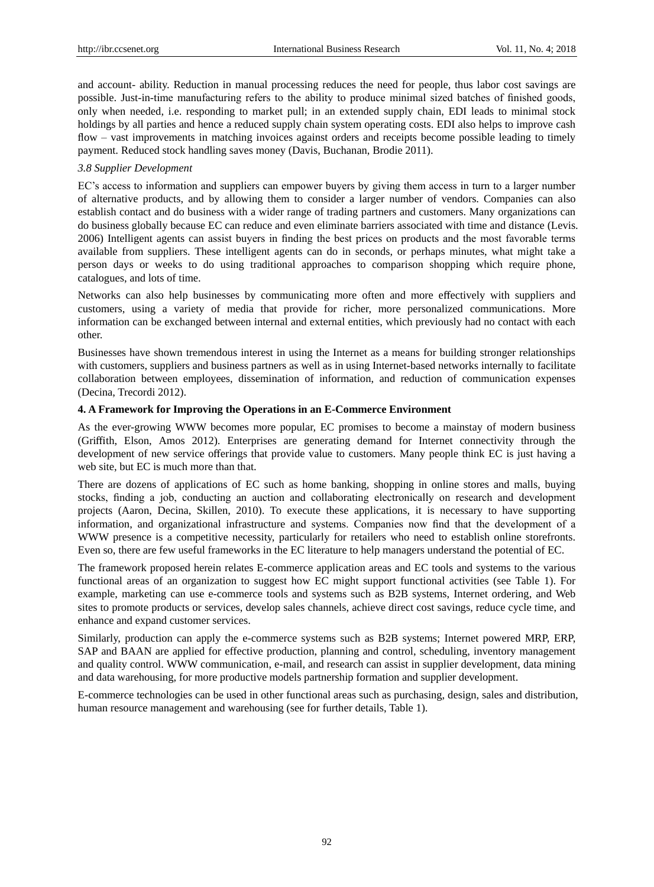and account- ability. Reduction in manual processing reduces the need for people, thus labor cost savings are possible. Just-in-time manufacturing refers to the ability to produce minimal sized batches of finished goods, only when needed, i.e. responding to market pull; in an extended supply chain, EDI leads to minimal stock holdings by all parties and hence a reduced supply chain system operating costs. EDI also helps to improve cash flow – vast improvements in matching invoices against orders and receipts become possible leading to timely payment. Reduced stock handling saves money (Davis, Buchanan, Brodie 2011).

*3.8 Supplier Development*

EC's access to information and suppliers can empower buyers by giving them access in turn to a larger number of alternative products, and by allowing them to consider a larger number of vendors. Companies can also establish contact and do business with a wider range of trading partners and customers. Many organizations can do business globally because EC can reduce and even eliminate barriers associated with time and distance (Levis. 2006) Intelligent agents can assist buyers in finding the best prices on products and the most favorable terms available from suppliers. These intelligent agents can do in seconds, or perhaps minutes, what might take a person days or weeks to do using traditional approaches to comparison shopping which require phone, catalogues, and lots of time.

Networks can also help businesses by communicating more often and more effectively with suppliers and customers, using a variety of media that provide for richer, more personalized communications. More information can be exchanged between internal and external entities, which previously had no contact with each other.

Businesses have shown tremendous interest in using the Internet as a means for building stronger relationships with customers, suppliers and business partners as well as in using Internet-based networks internally to facilitate collaboration between employees, dissemination of information, and reduction of communication expenses (Decina, Trecordi 2012).

## 4. A Framework for Improving the Operations in an E-Commerce Environment

As the ever-growing WWW becomes more popular, EC promises to become a mainstay of modern business (Griffith, Elson, Amos 2012). Enterprises are generating demand for Internet connectivity through the development of new service offerings that provide value to customers. Many people think EC is just having a web site, but EC is much more than that.

There are dozens of applications of EC such as home banking, shopping in online stores and malls, buying stocks, finding a job, conducting an auction and collaborating electronically on research and development projects (Aaron, Decina, Skillen, 2010). To execute these applications, it is necessary to have supporting information, and organizational infrastructure and systems. Companies now find that the development of a WWW presence is a competitive necessity, particularly for retailers who need to establish online storefronts. Even so, there are few useful frameworks in the EC literature to help managers understand the potential of EC.

The framework proposed herein relates E-commerce application areas and EC tools and systems to the various functional areas of an organization to suggest how EC might support functional activities (see Table 1). For example, marketing can use e-commerce tools and systems such as B2B systems, Internet ordering, and Web sites to promote products or services, develop sales channels, achieve direct cost savings, reduce cycle time, and enhance and expand customer services.

Similarly, production can apply the e-commerce systems such as B2B systems; Internet powered MRP, ERP, SAP and BAAN are applied for effective production, planning and control, scheduling, inventory management and quality control. WWW communication, e-mail, and research can assist in supplier development, data mining and data warehousing, for more productive models partnership formation and supplier development.

E-commerce technologies can be used in other functional areas such as purchasing, design, sales and distribution, human resource management and warehousing (see for further details, Table 1).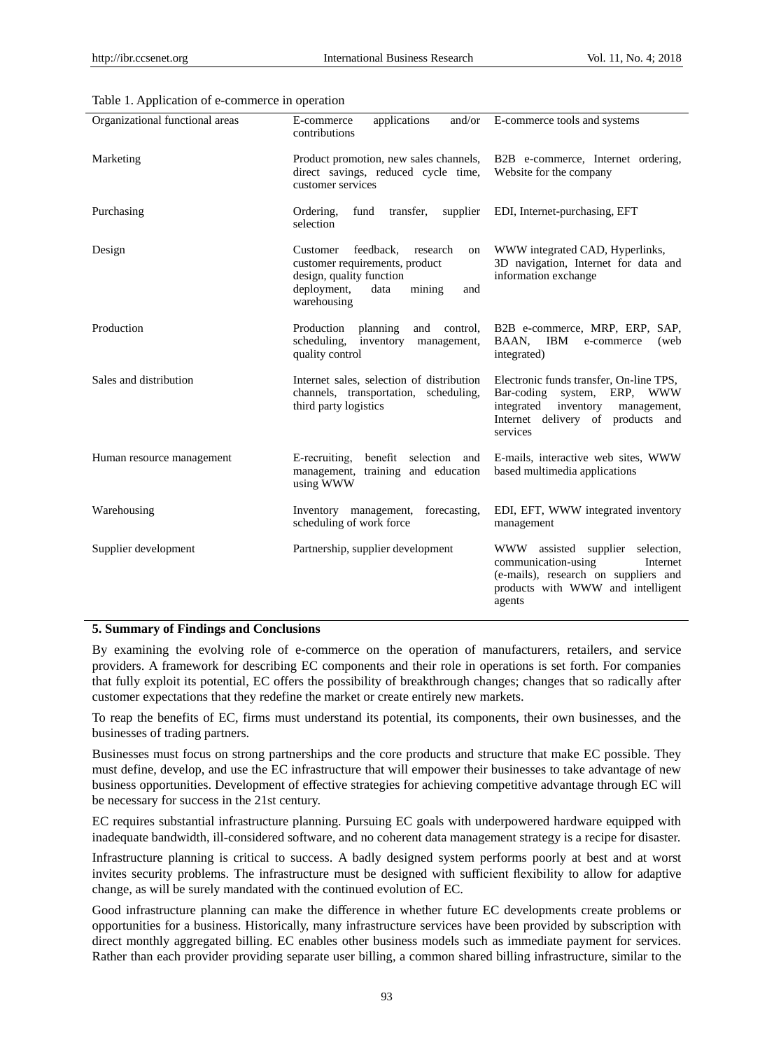Table 1. Application of e-commerce in operation

| Organizational functional areas | E-commerce applications and/or contributions | E-commerce tools and systems |
|---|---|---|
| Marketing | Product promotion, new sales channels, direct savings, reduced cycle time, customer services | B2B e-commerce, Internet ordering, Website for the company |
| Purchasing | Ordering, fund transfer, supplier selection | EDI, Internet-purchasing, EFT |
| Design | Customer feedback, research on customer requirements, product design, quality function deployment, data mining and warehousing | WWW integrated CAD, Hyperlinks, 3D navigation, Internet for data and information exchange |
| Production | Production planning and control, scheduling, inventory management, quality control | B2B e-commerce, MRP, ERP, SAP, BAAN, IBM e-commerce (web integrated) |
| Sales and distribution | Internet sales, selection of distribution channels, transportation, scheduling, third party logistics | Electronic funds transfer, On-line TPS, Bar-coding system, ERP, WWW integrated inventory management, Internet delivery of products and services |
| Human resource management | E-recruiting, benefit selection and management, training and education using WWW | E-mails, interactive web sites, WWW based multimedia applications |
| Warehousing | Inventory management, forecasting, scheduling of work force | EDI, EFT, WWW integrated inventory management |
| Supplier development | Partnership, supplier development | WWW assisted supplier selection, communication-using Internet (e-mails), research on suppliers and products with WWW and intelligent agents |

## 5. Summary of Findings and Conclusions

By examining the evolving role of e-commerce on the operation of manufacturers, retailers, and service providers. A framework for describing EC components and their role in operations is set forth. For companies that fully exploit its potential, EC offers the possibility of breakthrough changes; changes that so radically alter customer expectations that they redefine the market or create entirely new markets.

To reap the benefits of EC, firms must understand its potential, its components, their own businesses, and the businesses of trading partners.

Businesses must focus on strong partnerships and the core products and structure that make EC possible. They must define, develop, and use the EC infrastructure that will empower their businesses to take advantage of new business opportunities. Development of effective strategies for achieving competitive advantage through EC will be necessary for success in the 21st century.

EC requires substantial infrastructure planning. Pursuing EC goals with underpowered hardware equipped with inadequate bandwidth, ill-considered software, and no coherent data management strategy is a recipe for disaster.

Infrastructure planning is critical to success. A badly designed system performs poorly at best and at worst invites security problems. The infrastructure must be designed with sufficient flexibility to allow for adaptive change, as will be surely mandated with the continued evolution of EC.

Good infrastructure planning can make the difference in whether future EC developments create problems or opportunities for a business. Historically, many infrastructure services have been provided by subscription with direct monthly aggregated billing. EC enables other business models such as immediate payment for services. Rather than each provider providing separate user billing, a common shared billing infrastructure, similar to the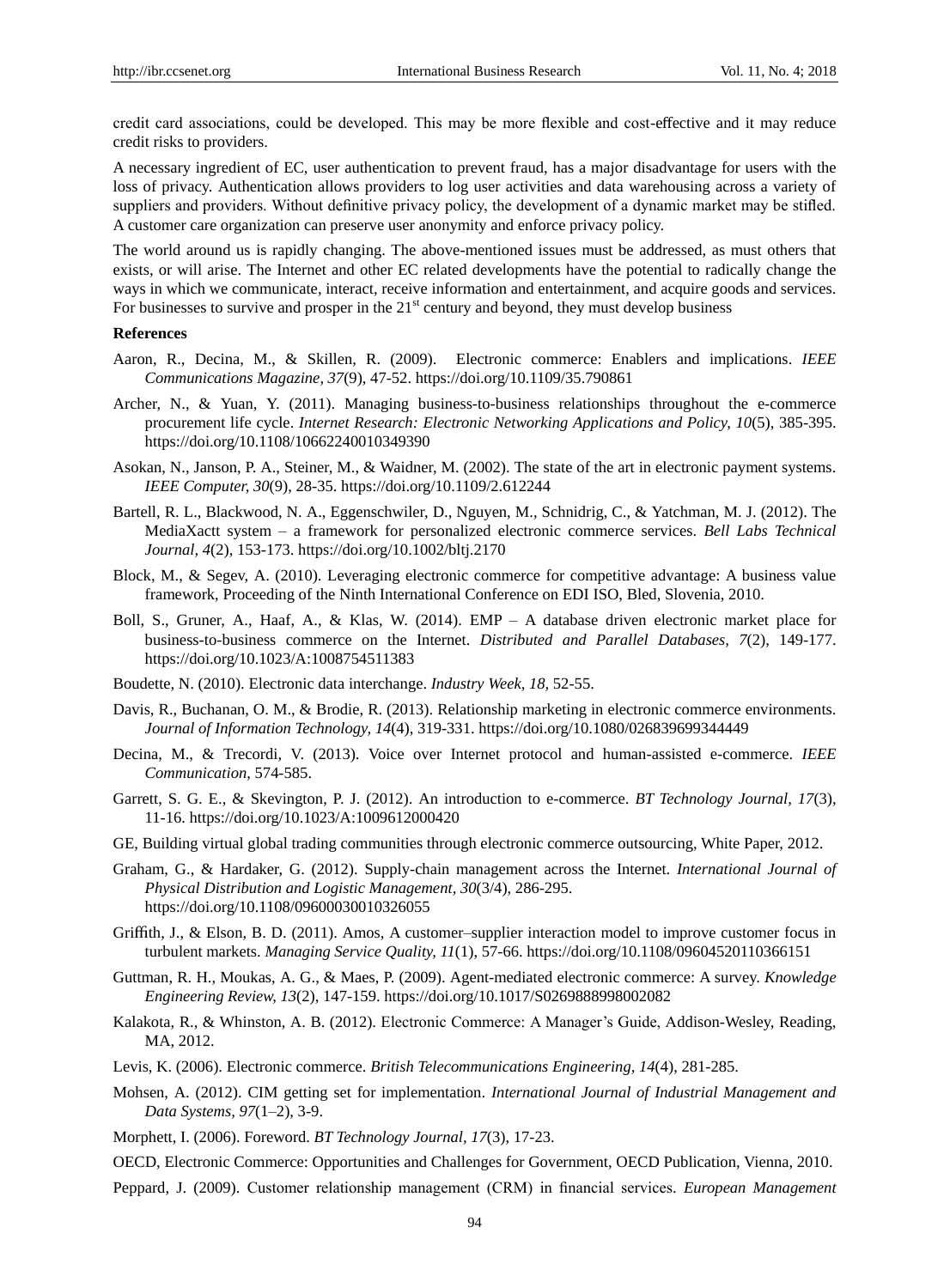credit card associations, could be developed. This may be more flexible and cost-effective and it may reduce credit risks to providers.

A necessary ingredient of EC, user authentication to prevent fraud, has a major disadvantage for users with the loss of privacy. Authentication allows providers to log user activities and data warehousing across a variety of suppliers and providers. Without definitive privacy policy, the development of a dynamic market may be stifled. A customer care organization can preserve user anonymity and enforce privacy policy.

The world around us is rapidly changing. The above-mentioned issues must be addressed, as must others that exists, or will arise. The Internet and other EC related developments have the potential to radically change the ways in which we communicate, interact, receive information and entertainment, and acquire goods and services. For businesses to survive and prosper in the 21st century and beyond, they must develop business

**References**

Aaron, R., Decina, M., & Skillen, R. (2009). Electronic commerce: Enablers and implications. *IEEE Communications Magazine, 37*(9), 47-52. https://doi.org/10.1109/35.790861

Archer, N., & Yuan, Y. (2011). Managing business-to-business relationships throughout the e-commerce procurement life cycle. *Internet Research: Electronic Networking Applications and Policy, 10*(5), 385-395. https://doi.org/10.1108/10662240010349390

Asokan, N., Janson, P. A., Steiner, M., & Waidner, M. (2002). The state of the art in electronic payment systems. *IEEE Computer, 30*(9), 28-35. https://doi.org/10.1109/2.612244

Bartell, R. L., Blackwood, N. A., Eggenschwiler, D., Nguyen, M., Schnidrig, C., & Yatchman, M. J. (2012). The MediaXactt system – a framework for personalized electronic commerce services. *Bell Labs Technical Journal, 4*(2), 153-173. https://doi.org/10.1002/bltj.2170

Block, M., & Segev, A. (2010). Leveraging electronic commerce for competitive advantage: A business value framework, Proceeding of the Ninth International Conference on EDI ISO, Bled, Slovenia, 2010.

Boll, S., Gruner, A., Haaf, A., & Klas, W. (2014). EMP – A database driven electronic market place for business-to-business commerce on the Internet. *Distributed and Parallel Databases, 7*(2), 149-177. https://doi.org/10.1023/A:1008754511383

Boudette, N. (2010). Electronic data interchange. *Industry Week, 18,* 52-55.

Davis, R., Buchanan, O. M., & Brodie, R. (2013). Relationship marketing in electronic commerce environments. *Journal of Information Technology, 14*(4), 319-331. https://doi.org/10.1080/026839699344449

Decina, M., & Trecordi, V. (2013). Voice over Internet protocol and human-assisted e-commerce. *IEEE Communication*, 574-585.

Garrett, S. G. E., & Skevington, P. J. (2012). An introduction to e-commerce. *BT Technology Journal, 17*(3), 11-16. https://doi.org/10.1023/A:1009612000420

GE, Building virtual global trading communities through electronic commerce outsourcing, White Paper, 2012.

Graham, G., & Hardaker, G. (2012). Supply-chain management across the Internet. *International Journal of Physical Distribution and Logistic Management, 30*(3/4), 286-295. https://doi.org/10.1108/09600030010326055

Griffith, J., & Elson, B. D. (2011). Amos, A customer–supplier interaction model to improve customer focus in turbulent markets. *Managing Service Quality, 11*(1), 57-66. https://doi.org/10.1108/09604520110366151

Guttman, R. H., Moukas, A. G., & Maes, P. (2009). Agent-mediated electronic commerce: A survey. *Knowledge Engineering Review, 13*(2), 147-159. https://doi.org/10.1017/S0269888998002082

Kalakota, R., & Whinston, A. B. (2012). Electronic Commerce: A Manager's Guide, Addison-Wesley, Reading, MA, 2012.

Levis, K. (2006). Electronic commerce. *British Telecommunications Engineering, 14*(4), 281-285.

Mohsen, A. (2012). CIM getting set for implementation. *International Journal of Industrial Management and Data Systems, 97*(1–2), 3-9.

Morphett, I. (2006). Foreword. *BT Technology Journal, 17*(3), 17-23.

OECD, Electronic Commerce: Opportunities and Challenges for Government, OECD Publication, Vienna, 2010.

Peppard, J. (2009). Customer relationship management (CRM) in financial services. *European Management*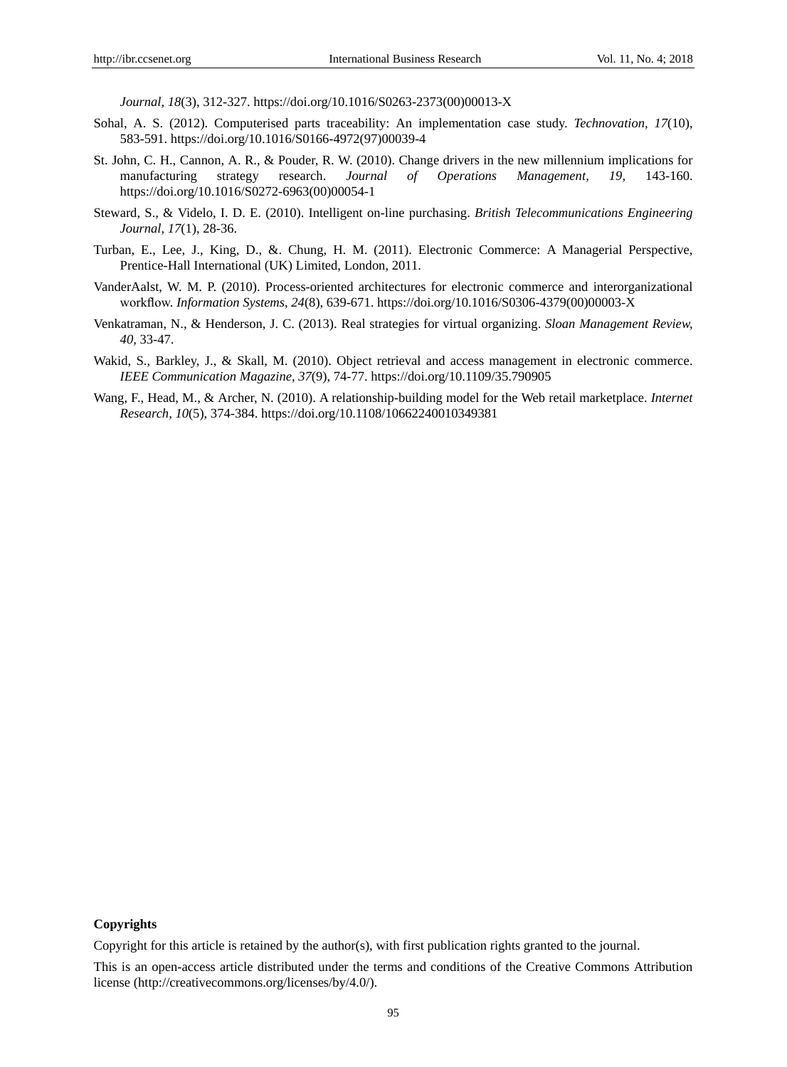*Journal, 18*(3), 312-327. https://doi.org/10.1016/S0263-2373(00)00013-X

Sohal, A. S. (2012). Computerised parts traceability: An implementation case study. *Technovation, 17*(10), 583-591. https://doi.org/10.1016/S0166-4972(97)00039-4

St. John, C. H., Cannon, A. R., & Pouder, R. W. (2010). Change drivers in the new millennium implications for manufacturing strategy research. *Journal of Operations Management, 19*, 143-160. https://doi.org/10.1016/S0272-6963(00)00054-1

Steward, S., & Videlo, I. D. E. (2010). Intelligent on-line purchasing. *British Telecommunications Engineering Journal, 17*(1), 28-36.

Turban, E., Lee, J., King, D., &. Chung, H. M. (2011). Electronic Commerce: A Managerial Perspective, Prentice-Hall International (UK) Limited, London, 2011.

VanderAalst, W. M. P. (2010). Process-oriented architectures for electronic commerce and interorganizational workflow. *Information Systems, 24*(8), 639-671. https://doi.org/10.1016/S0306-4379(00)00003-X

Venkatraman, N., & Henderson, J. C. (2013). Real strategies for virtual organizing. *Sloan Management Review, 40*, 33-47.

Wakid, S., Barkley, J., & Skall, M. (2010). Object retrieval and access management in electronic commerce. *IEEE Communication Magazine, 37*(9), 74-77. https://doi.org/10.1109/35.790905

Wang, F., Head, M., & Archer, N. (2010). A relationship-building model for the Web retail marketplace. *Internet Research, 10*(5), 374-384. https://doi.org/10.1108/10662240010349381

**Copyrights**

Copyright for this article is retained by the author(s), with first publication rights granted to the journal.

This is an open-access article distributed under the terms and conditions of the Creative Commons Attribution license (http://creativecommons.org/licenses/by/4.0/).